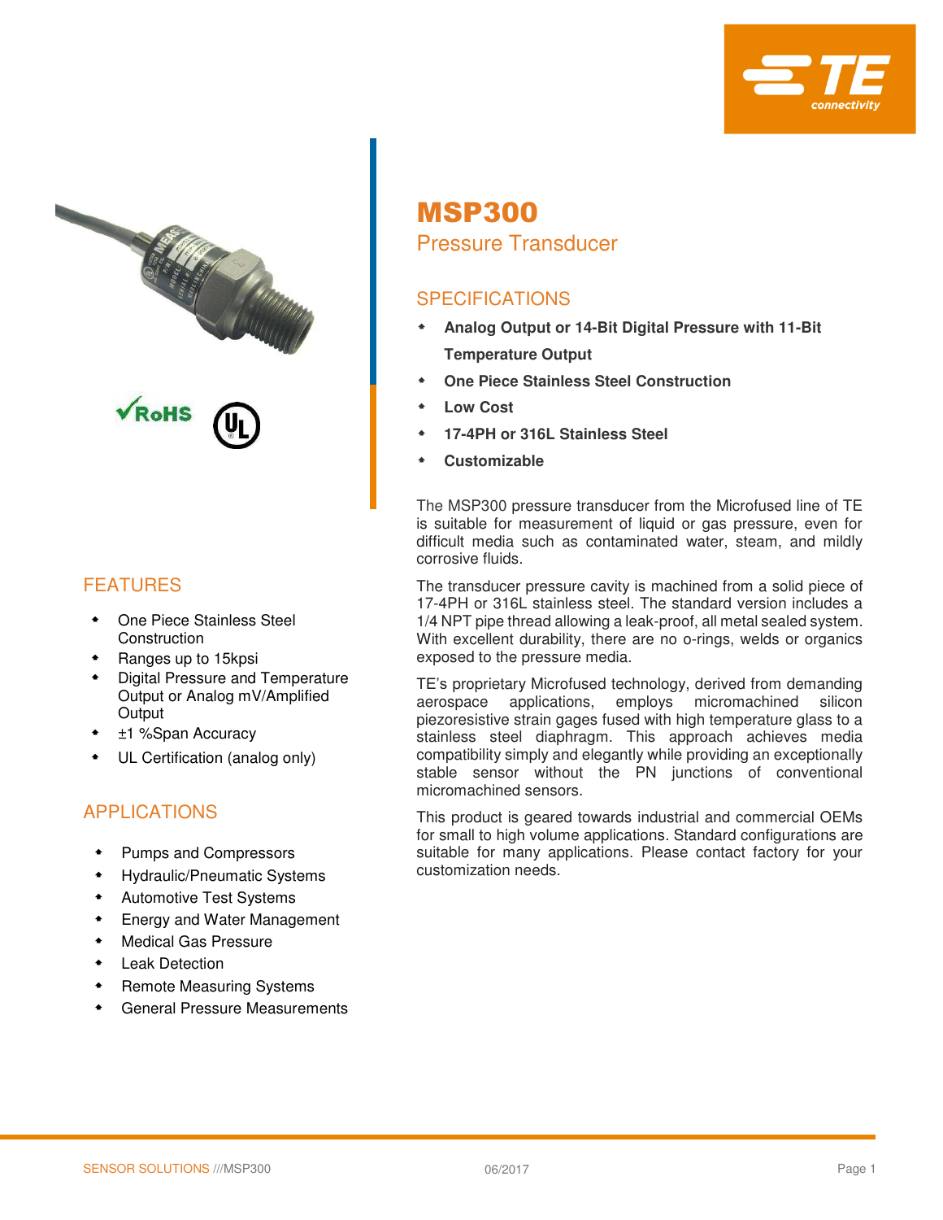# MSP300

## Pressure Transducer

## SPECIFICATIONS

- **Analog Output or 14-Bit Digital Pressure with 11-Bit Temperature Output**
- **One Piece Stainless Steel Construction**
- **Low Cost**
- **17-4PH or 316L Stainless Steel**
- **Customizable**

The MSP300 pressure transducer from the Microfused line of TE is suitable for measurement of liquid or gas pressure, even for difficult media such as contaminated water, steam, and mildly corrosive fluids.

The transducer pressure cavity is machined from a solid piece of 17-4PH or 316L stainless steel. The standard version includes a 1/4 NPT pipe thread allowing a leak-proof, all metal sealed system. With excellent durability, there are no o-rings, welds or organics exposed to the pressure media.

TE's proprietary Microfused technology, derived from demanding aerospace applications, employs micromachined silicon piezoresistive strain gages fused with high temperature glass to a stainless steel diaphragm. This approach achieves media compatibility simply and elegantly while providing an exceptionally stable sensor without the PN junctions of conventional micromachined sensors.

This product is geared towards industrial and commercial OEMs for small to high volume applications. Standard configurations are suitable for many applications. Please contact factory for your customization needs.

## FEATURES

- One Piece Stainless Steel Construction
- Ranges up to 15kpsi
- Digital Pressure and Temperature Output or Analog mV/Amplified Output
- ±1 %Span Accuracy
- UL Certification (analog only)

## APPLICATIONS

- Pumps and Compressors
- Hydraulic/Pneumatic Systems
- Automotive Test Systems
- Energy and Water Management
- Medical Gas Pressure
- Leak Detection
- Remote Measuring Systems
- General Pressure Measurements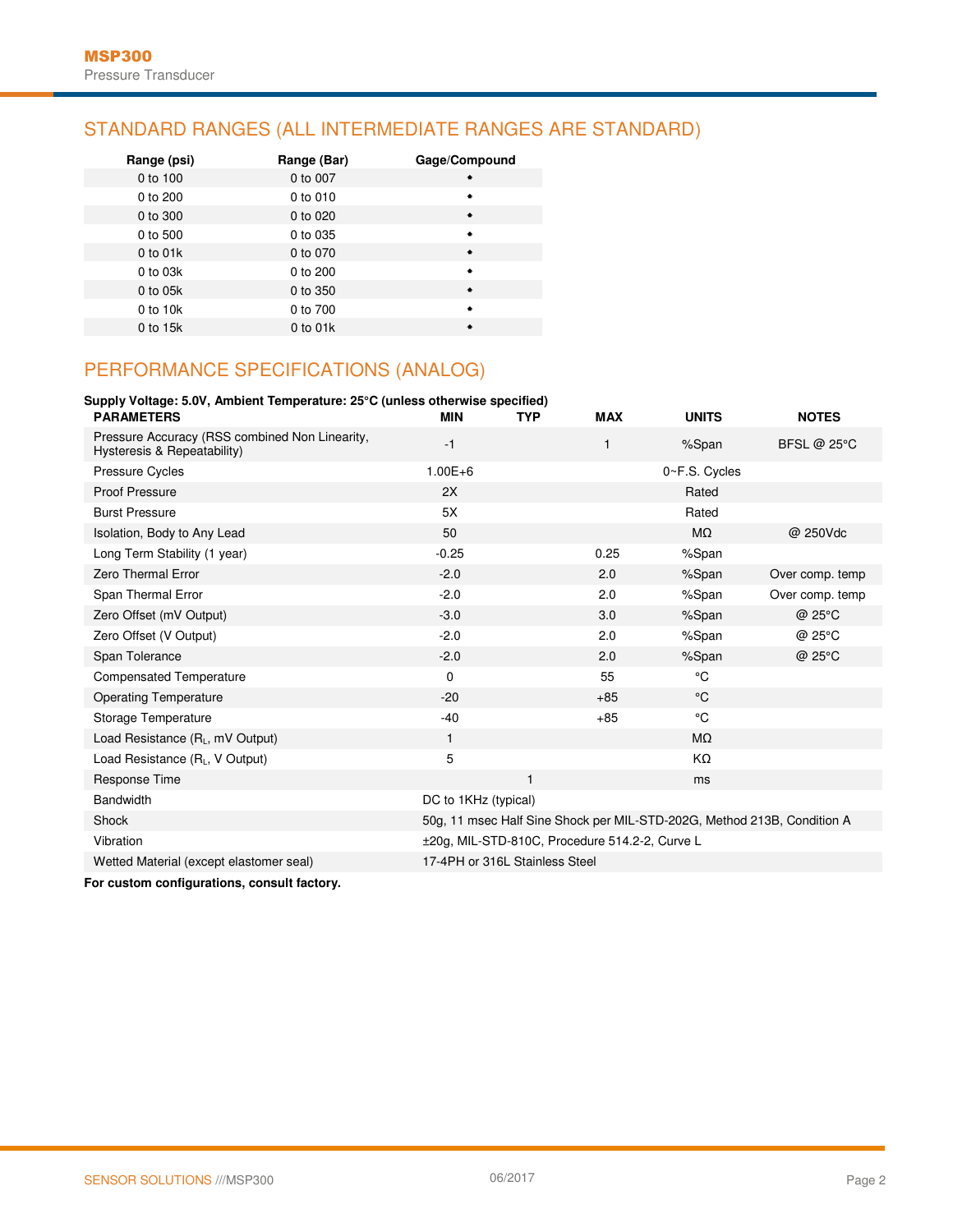## STANDARD RANGES (ALL INTERMEDIATE RANGES ARE STANDARD)

| Range (psi) | Range (Bar) | Gage/Compound |
|---|---|---|
| 0 to 100 | 0 to 007 | • |
| 0 to 200 | 0 to 010 | • |
| 0 to 300 | 0 to 020 | • |
| 0 to 500 | 0 to 035 | • |
| 0 to 01k | 0 to 070 | • |
| 0 to 03k | 0 to 200 | • |
| 0 to 05k | 0 to 350 | • |
| 0 to 10k | 0 to 700 | • |
| 0 to 15k | 0 to 01k | • |

## PERFORMANCE SPECIFICATIONS (ANALOG)

**Supply Voltage: 5.0V, Ambient Temperature: 25°C (unless otherwise specified)**

| PARAMETERS | MIN | TYP | MAX | UNITS | NOTES |
|---|---|---|---|---|---|
| Pressure Accuracy (RSS combined Non Linearity, Hysteresis & Repeatability) | -1 | | 1 | %Span | BFSL @ 25°C |
| Pressure Cycles | 1.00E+6 | | | 0~F.S. Cycles | |
| Proof Pressure | 2X | | | Rated | |
| Burst Pressure | 5X | | | Rated | |
| Isolation, Body to Any Lead | 50 | | | MΩ | @ 250Vdc |
| Long Term Stability (1 year) | -0.25 | | 0.25 | %Span | |
| Zero Thermal Error | -2.0 | | 2.0 | %Span | Over comp. temp |
| Span Thermal Error | -2.0 | | 2.0 | %Span | Over comp. temp |
| Zero Offset (mV Output) | -3.0 | | 3.0 | %Span | @ 25°C |
| Zero Offset (V Output) | -2.0 | | 2.0 | %Span | @ 25°C |
| Span Tolerance | -2.0 | | 2.0 | %Span | @ 25°C |
| Compensated Temperature | 0 | | 55 | °C | |
| Operating Temperature | -20 | | +85 | °C | |
| Storage Temperature | -40 | | +85 | °C | |
| Load Resistance ($R_L$, mV Output) | 1 | | | MΩ | |
| Load Resistance ($R_L$, V Output) | 5 | | | KΩ | |
| Response Time | | 1 | | ms | |
| Bandwidth | DC to 1KHz (typical) | | | | |
| Shock | 50g, 11 msec Half Sine Shock per MIL-STD-202G, Method 213B, Condition A | | | | |
| Vibration | ±20g, MIL-STD-810C, Procedure 514.2-2, Curve L | | | | |
| Wetted Material (except elastomer seal) | 17-4PH or 316L Stainless Steel | | | | |

**For custom configurations, consult factory.**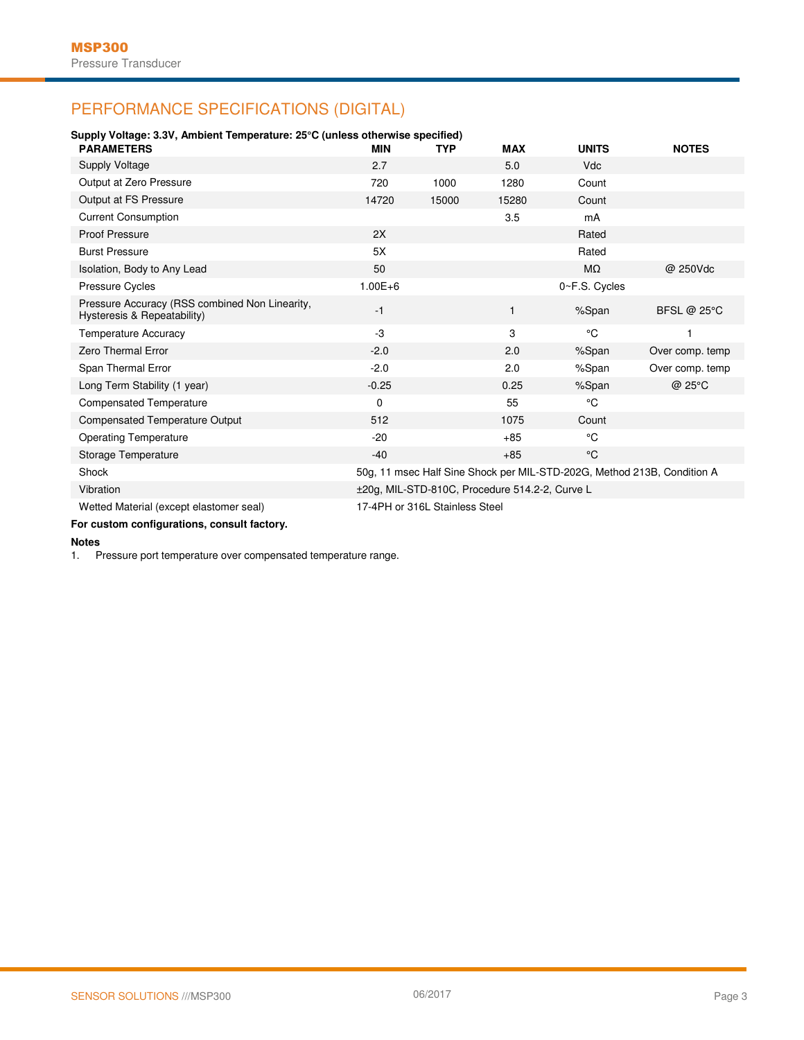## PERFORMANCE SPECIFICATIONS (DIGITAL)

**Supply Voltage: 3.3V, Ambient Temperature: 25°C (unless otherwise specified)**

| PARAMETERS | MIN | TYP | MAX | UNITS | NOTES |
|---|---|---|---|---|---|
| Supply Voltage | 2.7 | | 5.0 | Vdc | |
| Output at Zero Pressure | 720 | 1000 | 1280 | Count | |
| Output at FS Pressure | 14720 | 15000 | 15280 | Count | |
| Current Consumption | | | 3.5 | mA | |
| Proof Pressure | 2X | | | Rated | |
| Burst Pressure | 5X | | | Rated | |
| Isolation, Body to Any Lead | 50 | | | MΩ | @ 250Vdc |
| Pressure Cycles | 1.00E+6 | | | 0~F.S. Cycles | |
| Pressure Accuracy (RSS combined Non Linearity, Hysteresis & Repeatability) | -1 | | 1 | %Span | BFSL @ 25°C |
| Temperature Accuracy | -3 | | 3 | °C | 1 |
| Zero Thermal Error | -2.0 | | 2.0 | %Span | Over comp. temp |
| Span Thermal Error | -2.0 | | 2.0 | %Span | Over comp. temp |
| Long Term Stability (1 year) | -0.25 | | 0.25 | %Span | @ 25°C |
| Compensated Temperature | 0 | | 55 | °C | |
| Compensated Temperature Output | 512 | | 1075 | Count | |
| Operating Temperature | -20 | | +85 | °C | |
| Storage Temperature | -40 | | +85 | °C | |
| Shock | 50g, 11 msec Half Sine Shock per MIL-STD-202G, Method 213B, Condition A | | | | |
| Vibration | ±20g, MIL-STD-810C, Procedure 514.2-2, Curve L | | | | |
| Wetted Material (except elastomer seal) | 17-4PH or 316L Stainless Steel | | | | |

**For custom configurations, consult factory.**

**Notes**

1. Pressure port temperature over compensated temperature range.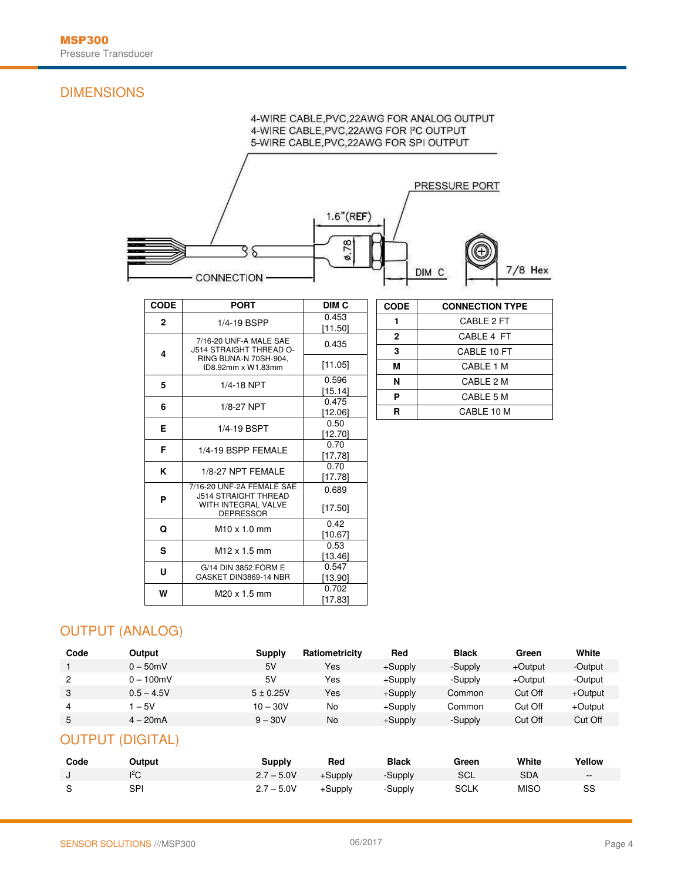## DIMENSIONS

4-WIRE CABLE,PVC,22AWG FOR ANALOG OUTPUT
4-WIRE CABLE,PVC,22AWG FOR I²C OUTPUT
5-WIRE CABLE,PVC,22AWG FOR SPI OUTPUT

PRESSURE PORT

1.6"(REF)

ø.78

CONNECTION

DIM C

7/8 Hex

| CODE | PORT | DIM C |
|---|---|---|
| 2 | 1/4-19 BSPP | 0.453 [11.50] |
| 4 | 7/16-20 UNF-A MALE SAE J514 STRAIGHT THREAD O-RING BUNA-N 70SH-904, ID8.92mm x W1.83mm | 0.435 [11.05] |
| 5 | 1/4-18 NPT | 0.596 [15.14] |
| 6 | 1/8-27 NPT | 0.475 [12.06] |
| E | 1/4-19 BSPT | 0.50 [12.70] |
| F | 1/4-19 BSPP FEMALE | 0.70 [17.78] |
| K | 1/8-27 NPT FEMALE | 0.70 [17.78] |
| P | 7/16-20 UNF-2A FEMALE SAE J514 STRAIGHT THREAD WITH INTEGRAL VALVE DEPRESSOR | 0.689 [17.50] |
| Q | M10 x 1.0 mm | 0.42 [10.67] |
| S | M12 x 1.5 mm | 0.53 [13.46] |
| U | G/14 DIN 3852 FORM E GASKET DIN3869-14 NBR | 0.547 [13.90] |
| W | M20 x 1.5 mm | 0.702 [17.83] |

| CODE | CONNECTION TYPE |
|---|---|
| 1 | CABLE 2 FT |
| 2 | CABLE 4 FT |
| 3 | CABLE 10 FT |
| M | CABLE 1 M |
| N | CABLE 2 M |
| P | CABLE 5 M |
| R | CABLE 10 M |

## OUTPUT (ANALOG)

| Code | Output | Supply | Ratiometricity | Red | Black | Green | White |
|---|---|---|---|---|---|---|---|
| 1 | 0 – 50mV | 5V | Yes | +Supply | -Supply | +Output | -Output |
| 2 | 0 – 100mV | 5V | Yes | +Supply | -Supply | +Output | -Output |
| 3 | 0.5 – 4.5V | 5 ± 0.25V | Yes | +Supply | Common | Cut Off | +Output |
| 4 | 1 – 5V | 10 – 30V | No | +Supply | Common | Cut Off | +Output |
| 5 | 4 – 20mA | 9 – 30V | No | +Supply | -Supply | Cut Off | Cut Off |

## OUTPUT (DIGITAL)

| Code | Output | Supply | Red | Black | Green | White | Yellow |
|---|---|---|---|---|---|---|---|
| J | I²C | 2.7 – 5.0V | +Supply | -Supply | SCL | SDA | -- |
| S | SPI | 2.7 – 5.0V | +Supply | -Supply | SCLK | MISO | SS |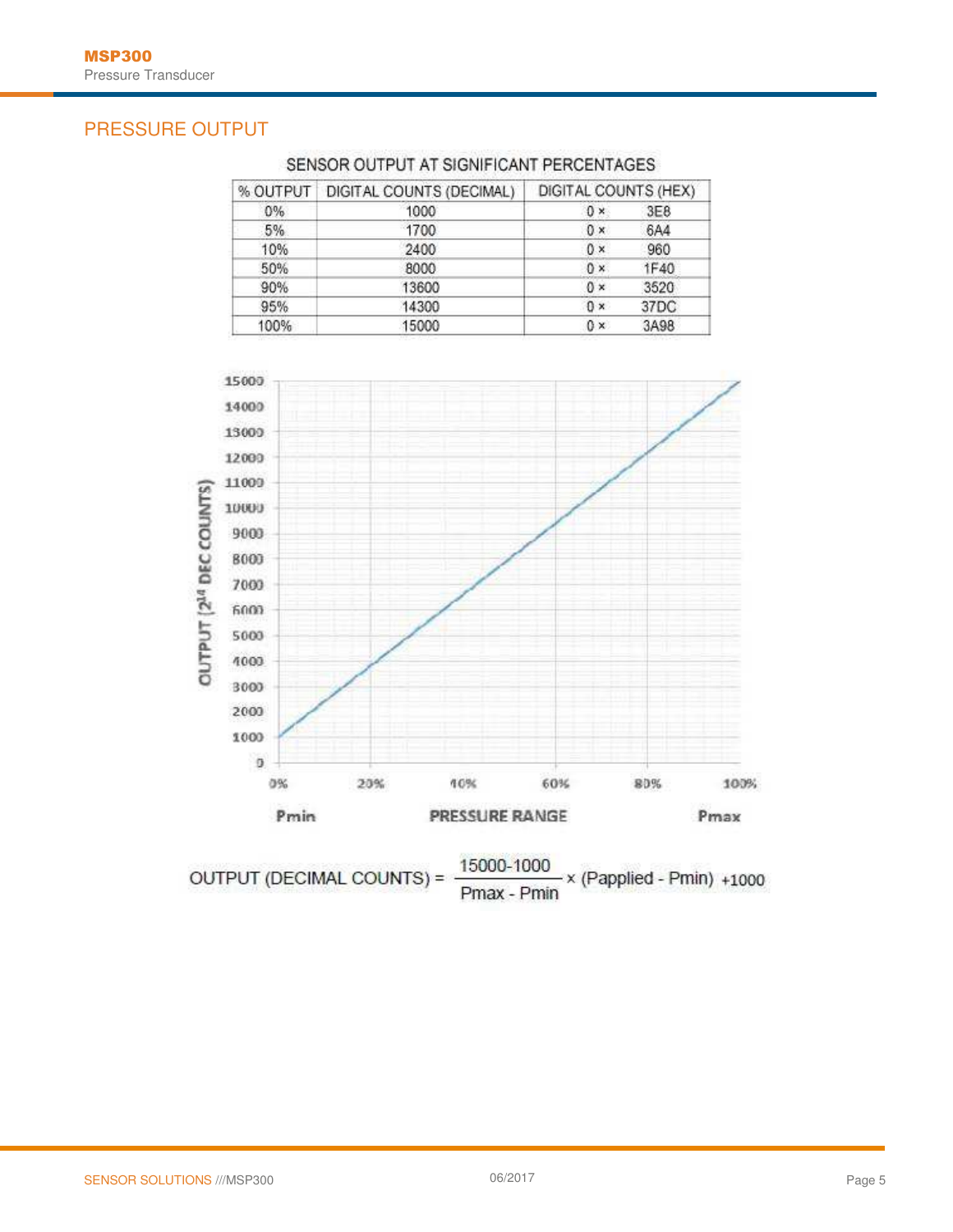## PRESSURE OUTPUT

SENSOR OUTPUT AT SIGNIFICANT PERCENTAGES

| % OUTPUT | DIGITAL COUNTS (DECIMAL) | DIGITAL COUNTS (HEX) |
|---|---|---|
| 0% | 1000 | 0 × 3E8 |
| 5% | 1700 | 0 × 6A4 |
| 10% | 2400 | 0 × 960 |
| 50% | 8000 | 0 × 1F40 |
| 90% | 13600 | 0 × 3520 |
| 95% | 14300 | 0 × 37DC |
| 100% | 15000 | 0 × 3A98 |

$$\text{OUTPUT (DECIMAL COUNTS)} = \frac{15000-1000}{P_{max} - P_{min}} \times (P_{applied} - P_{min}) + 1000$$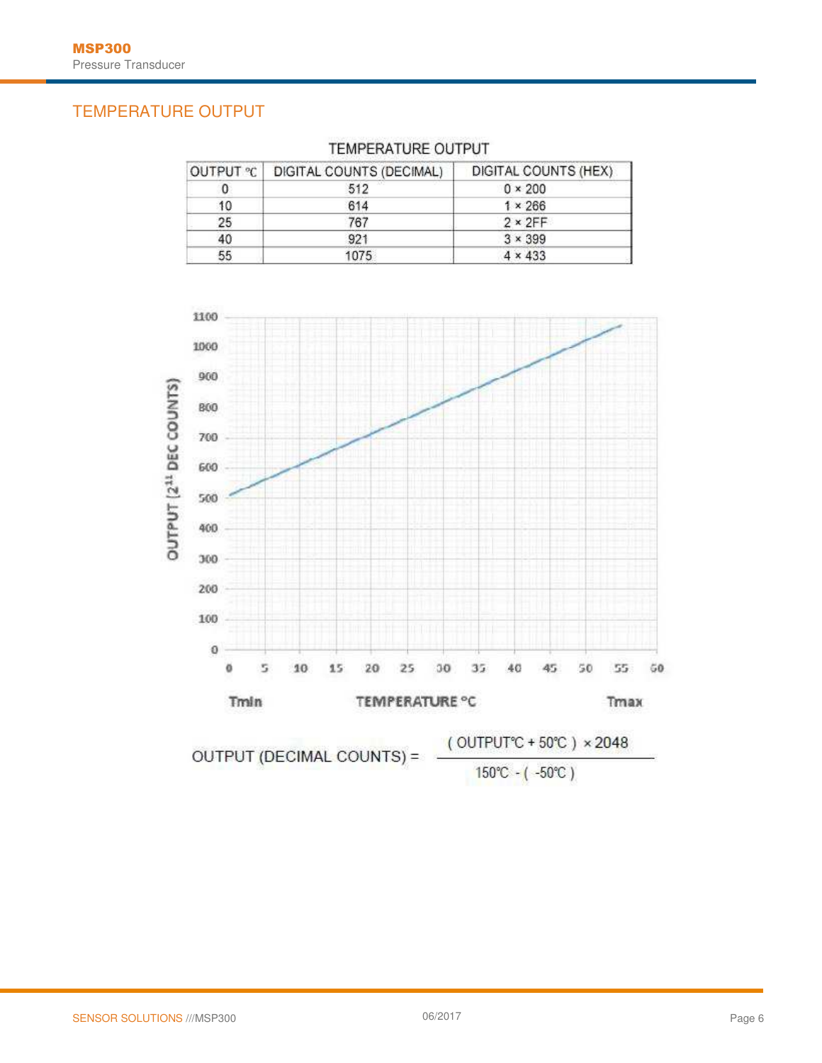## TEMPERATURE OUTPUT

TEMPERATURE OUTPUT

| OUTPUT °C | DIGITAL COUNTS (DECIMAL) | DIGITAL COUNTS (HEX) |
|---|---|---|
| 0 | 512 | 0 × 200 |
| 10 | 614 | 1 × 266 |
| 25 | 767 | 2 × 2FF |
| 40 | 921 | 3 × 399 |
| 55 | 1075 | 4 × 433 |

$$\text{OUTPUT (DECIMAL COUNTS)} = \frac{(\text{OUTPUT°C} + 50°\text{C}) \times 2048}{150°\text{C} - (-50°\text{C})}$$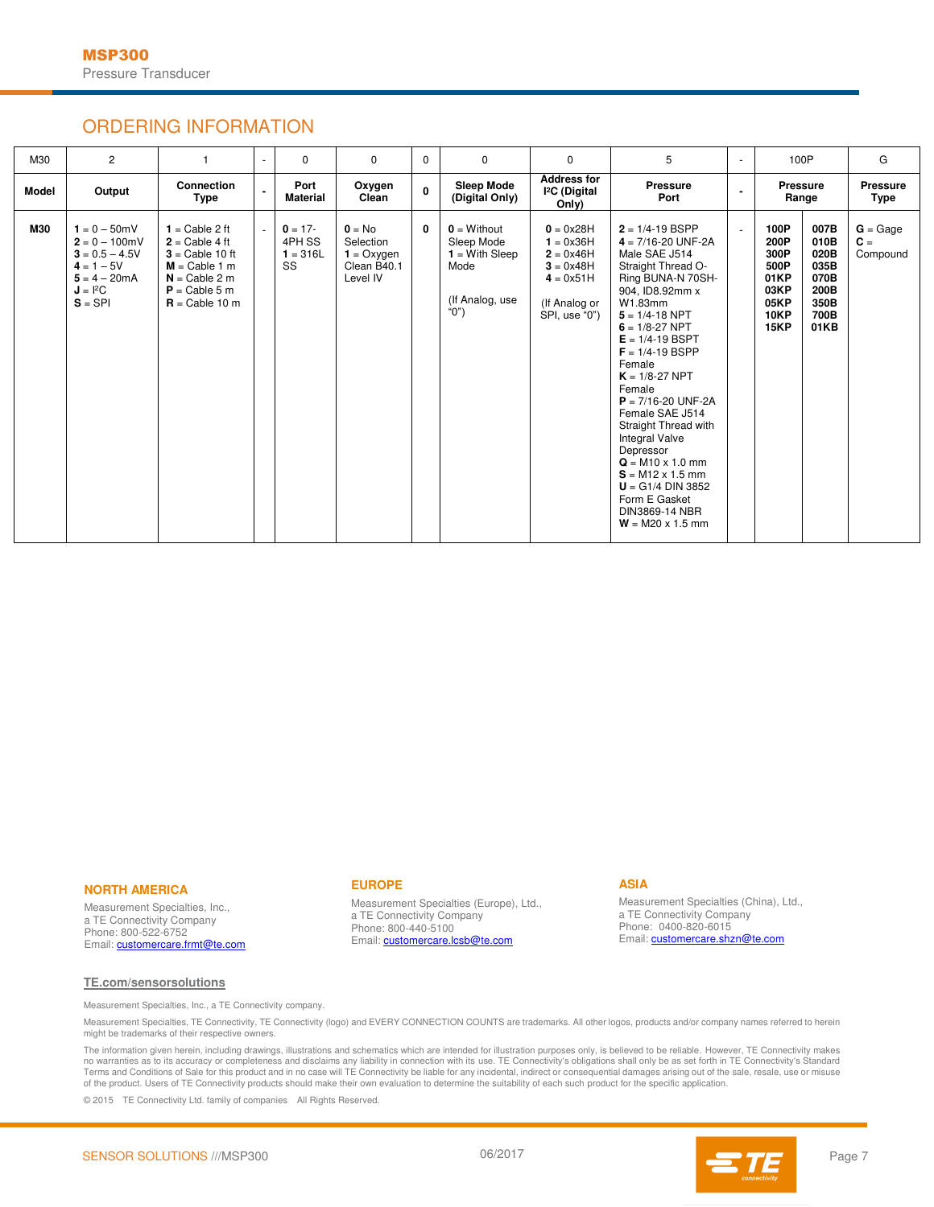## ORDERING INFORMATION

| M30 | 2 | 1 | - | 0 | 0 | 0 | 0 | 0 | 5 | - | 100P | | G |
|---|---|---|---|---|---|---|---|---|---|---|---|---|---|
| **Model** | **Output** | **Connection Type** | **-** | **Port Material** | **Oxygen Clean** | **0** | **Sleep Mode (Digital Only)** | **Address for I²C (Digital Only)** | **Pressure Port** | **-** | **Pressure Range** | | **Pressure Type** |
| **M30** | **1** = 0 – 50mV<br>**2** = 0 – 100mV<br>**3** = 0.5 – 4.5V<br>**4** = 1 – 5V<br>**5** = 4 – 20mA<br>**J** = I²C<br>**S** = SPI | **1** = Cable 2 ft<br>**2** = Cable 4 ft<br>**3** = Cable 10 ft<br>**M** = Cable 1 m<br>**N** = Cable 2 m<br>**P** = Cable 5 m<br>**R** = Cable 10 m | - | **0** = 17-4PH SS<br>**1** = 316L SS | **0** = No Selection<br>**1** = Oxygen Clean B40.1 Level IV | **0** | **0** = Without Sleep Mode<br>**1** = With Sleep Mode<br><br>(If Analog, use "0") | **0** = 0x28H<br>**1** = 0x36H<br>**2** = 0x46H<br>**3** = 0x48H<br>**4** = 0x51H<br><br>(If Analog or SPI, use "0") | **2** = 1/4-19 BSPP<br>**4** = 7/16-20 UNF-2A Male SAE J514 Straight Thread O-Ring BUNA-N 70SH-904, ID8.92mm x W1.83mm<br>**5** = 1/4-18 NPT<br>**6** = 1/8-27 NPT<br>**E** = 1/4-19 BSPT<br>**F** = 1/4-19 BSPP Female<br>**K** = 1/8-27 NPT Female<br>**P** = 7/16-20 UNF-2A Female SAE J514 Straight Thread with Integral Valve Depressor<br>**Q** = M10 x 1.0 mm<br>**S** = M12 x 1.5 mm<br>**U** = G1/4 DIN 3852 Form E Gasket DIN3869-14 NBR<br>**W** = M20 x 1.5 mm | - | **100P**<br>**200P**<br>**300P**<br>**500P**<br>**01KP**<br>**03KP**<br>**05KP**<br>**10KP**<br>**15KP** | **007B**<br>**010B**<br>**020B**<br>**035B**<br>**070B**<br>**200B**<br>**350B**<br>**700B**<br>**01KB** | **G** = Gage<br>**C** = Compound |

**NORTH AMERICA**

Measurement Specialties, Inc.,
a TE Connectivity Company
Phone: 800-522-6752
Email: customercare.frmt@te.com

**EUROPE**

Measurement Specialties (Europe), Ltd.,
a TE Connectivity Company
Phone: 800-440-5100
Email: customercare.lcsb@te.com

**ASIA**

Measurement Specialties (China), Ltd.,
a TE Connectivity Company
Phone: 0400-820-6015
Email: customercare.shzn@te.com

**TE.com/sensorsolutions**

Measurement Specialties, Inc., a TE Connectivity company.

Measurement Specialties, TE Connectivity, TE Connectivity (logo) and EVERY CONNECTION COUNTS are trademarks. All other logos, products and/or company names referred to herein might be trademarks of their respective owners.

The information given herein, including drawings, illustrations and schematics which are intended for illustration purposes only, is believed to be reliable. However, TE Connectivity makes no warranties as to its accuracy or completeness and disclaims any liability in connection with its use. TE Connectivity's obligations shall only be as set forth in TE Connectivity's Standard Terms and Conditions of Sale for this product and in no case will TE Connectivity be liable for any incidental, indirect or consequential damages arising out of the sale, resale, use or misuse of the product. Users of TE Connectivity products should make their own evaluation to determine the suitability of each such product for the specific application.

© 2015 TE Connectivity Ltd. family of companies All Rights Reserved.